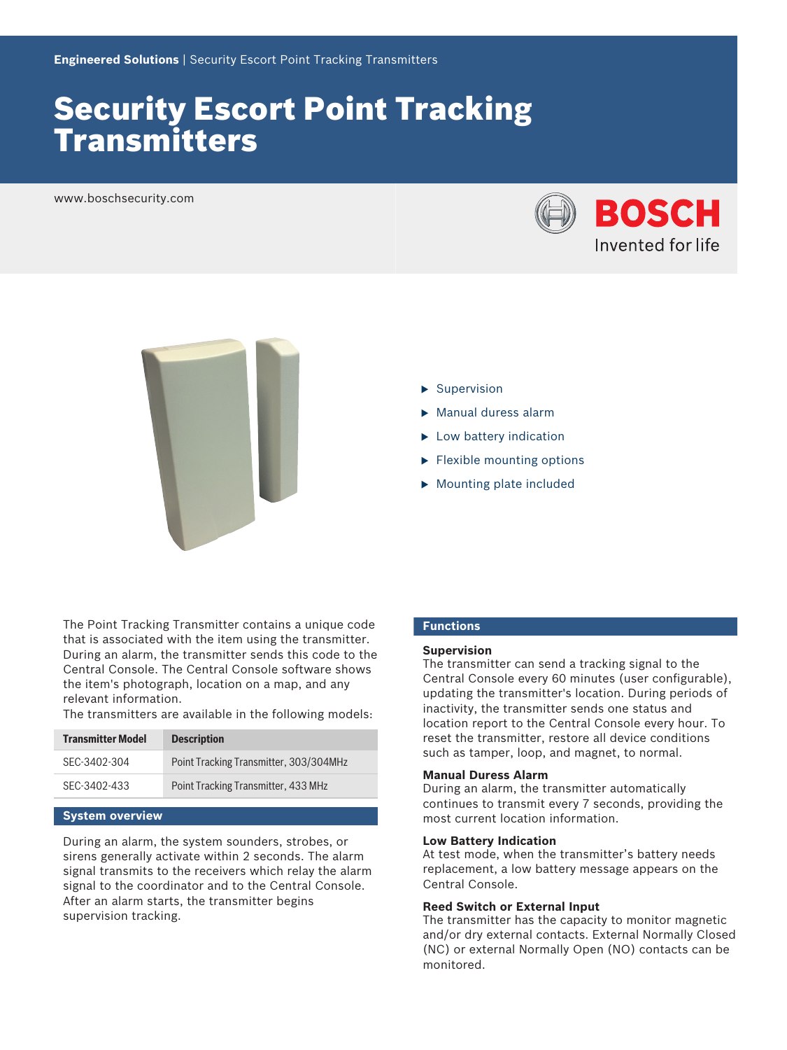**Engineered Solutions** | Security Escort Point Tracking Transmitters

# Security Escort Point Tracking Transmitters

www.boschsecurity.com

- Supervision
- Manual duress alarm
- Low battery indication
- Flexible mounting options
- Mounting plate included

The Point Tracking Transmitter contains a unique code that is associated with the item using the transmitter. During an alarm, the transmitter sends this code to the Central Console. The Central Console software shows the item's photograph, location on a map, and any relevant information.

The transmitters are available in the following models:

| Transmitter Model | Description |
| --- | --- |
| SEC-3402-304 | Point Tracking Transmitter, 303/304MHz |
| SEC-3402-433 | Point Tracking Transmitter, 433 MHz |

## System overview

During an alarm, the system sounders, strobes, or sirens generally activate within 2 seconds. The alarm signal transmits to the receivers which relay the alarm signal to the coordinator and to the Central Console. After an alarm starts, the transmitter begins supervision tracking.

## Functions

### Supervision

The transmitter can send a tracking signal to the Central Console every 60 minutes (user configurable), updating the transmitter's location. During periods of inactivity, the transmitter sends one status and location report to the Central Console every hour. To reset the transmitter, restore all device conditions such as tamper, loop, and magnet, to normal.

### Manual Duress Alarm

During an alarm, the transmitter automatically continues to transmit every 7 seconds, providing the most current location information.

### Low Battery Indication

At test mode, when the transmitter's battery needs replacement, a low battery message appears on the Central Console.

### Reed Switch or External Input

The transmitter has the capacity to monitor magnetic and/or dry external contacts. External Normally Closed (NC) or external Normally Open (NO) contacts can be monitored.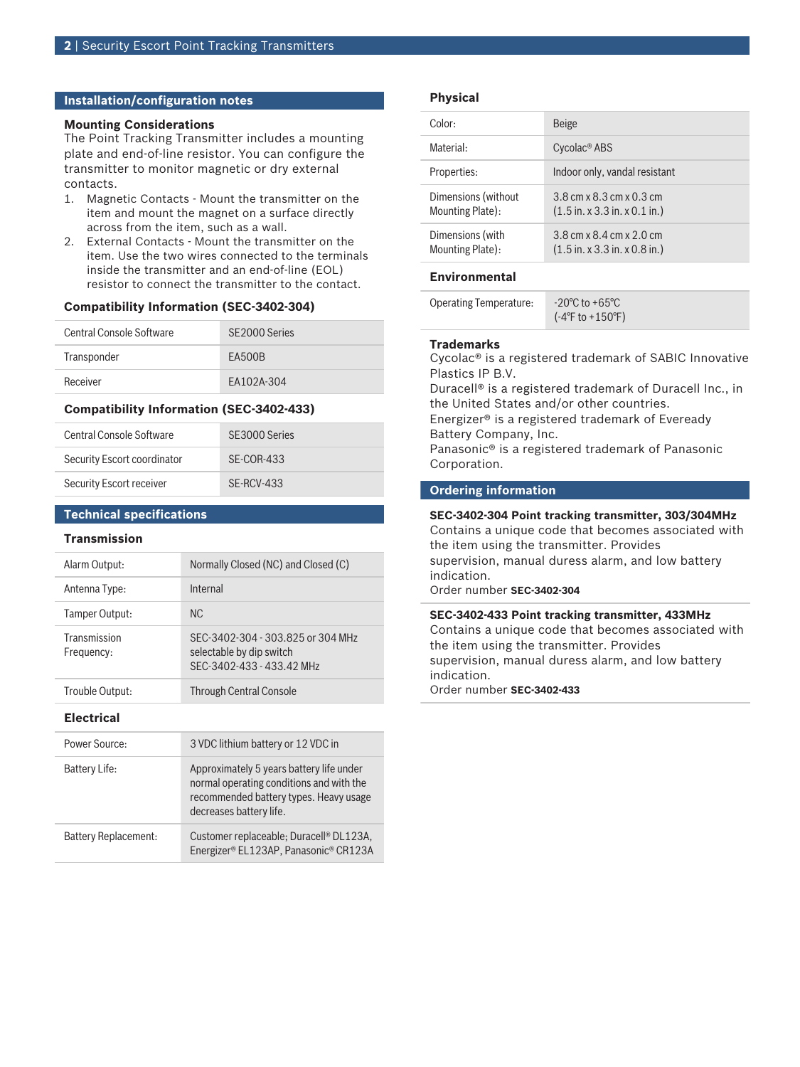## Installation/configuration notes

### Mounting Considerations

The Point Tracking Transmitter includes a mounting plate and end-of-line resistor. You can configure the transmitter to monitor magnetic or dry external contacts.

1. Magnetic Contacts - Mount the transmitter on the item and mount the magnet on a surface directly across from the item, such as a wall.
2. External Contacts - Mount the transmitter on the item. Use the two wires connected to the terminals inside the transmitter and an end-of-line (EOL) resistor to connect the transmitter to the contact.

### Compatibility Information (SEC-3402-304)

| | |
|---|---|
| Central Console Software | SE2000 Series |
| Transponder | EA500B |
| Receiver | EA102A-304 |

### Compatibility Information (SEC-3402-433)

| | |
|---|---|
| Central Console Software | SE3000 Series |
| Security Escort coordinator | SE-COR-433 |
| Security Escort receiver | SE-RCV-433 |

## Technical specifications

### Transmission

| | |
|---|---|
| Alarm Output: | Normally Closed (NC) and Closed (C) |
| Antenna Type: | Internal |
| Tamper Output: | NC |
| Transmission Frequency: | SEC-3402-304 - 303.825 or 304 MHz selectable by dip switch<br>SEC-3402-433 - 433.42 MHz |
| Trouble Output: | Through Central Console |

### Electrical

| | |
|---|---|
| Power Source: | 3 VDC lithium battery or 12 VDC in |
| Battery Life: | Approximately 5 years battery life under normal operating conditions and with the recommended battery types. Heavy usage decreases battery life. |
| Battery Replacement: | Customer replaceable; Duracell® DL123A, Energizer® EL123AP, Panasonic® CR123A |

### Physical

| | |
|---|---|
| Color: | Beige |
| Material: | Cycolac® ABS |
| Properties: | Indoor only, vandal resistant |
| Dimensions (without Mounting Plate): | 3.8 cm x 8.3 cm x 0.3 cm<br>(1.5 in. x 3.3 in. x 0.1 in.) |
| Dimensions (with Mounting Plate): | 3.8 cm x 8.4 cm x 2.0 cm<br>(1.5 in. x 3.3 in. x 0.8 in.) |

### Environmental

| | |
|---|---|
| Operating Temperature: | -20ºC to +65ºC<br>(-4ºF to +150ºF) |

### Trademarks

Cycolac® is a registered trademark of SABIC Innovative Plastics IP B.V.
Duracell® is a registered trademark of Duracell Inc., in the United States and/or other countries.
Energizer® is a registered trademark of Eveready Battery Company, Inc.
Panasonic® is a registered trademark of Panasonic Corporation.

## Ordering information

**SEC-3402-304 Point tracking transmitter, 303/304MHz**
Contains a unique code that becomes associated with the item using the transmitter. Provides supervision, manual duress alarm, and low battery indication.
Order number **SEC-3402-304**

**SEC-3402-433 Point tracking transmitter, 433MHz**
Contains a unique code that becomes associated with the item using the transmitter. Provides supervision, manual duress alarm, and low battery indication.
Order number **SEC-3402-433**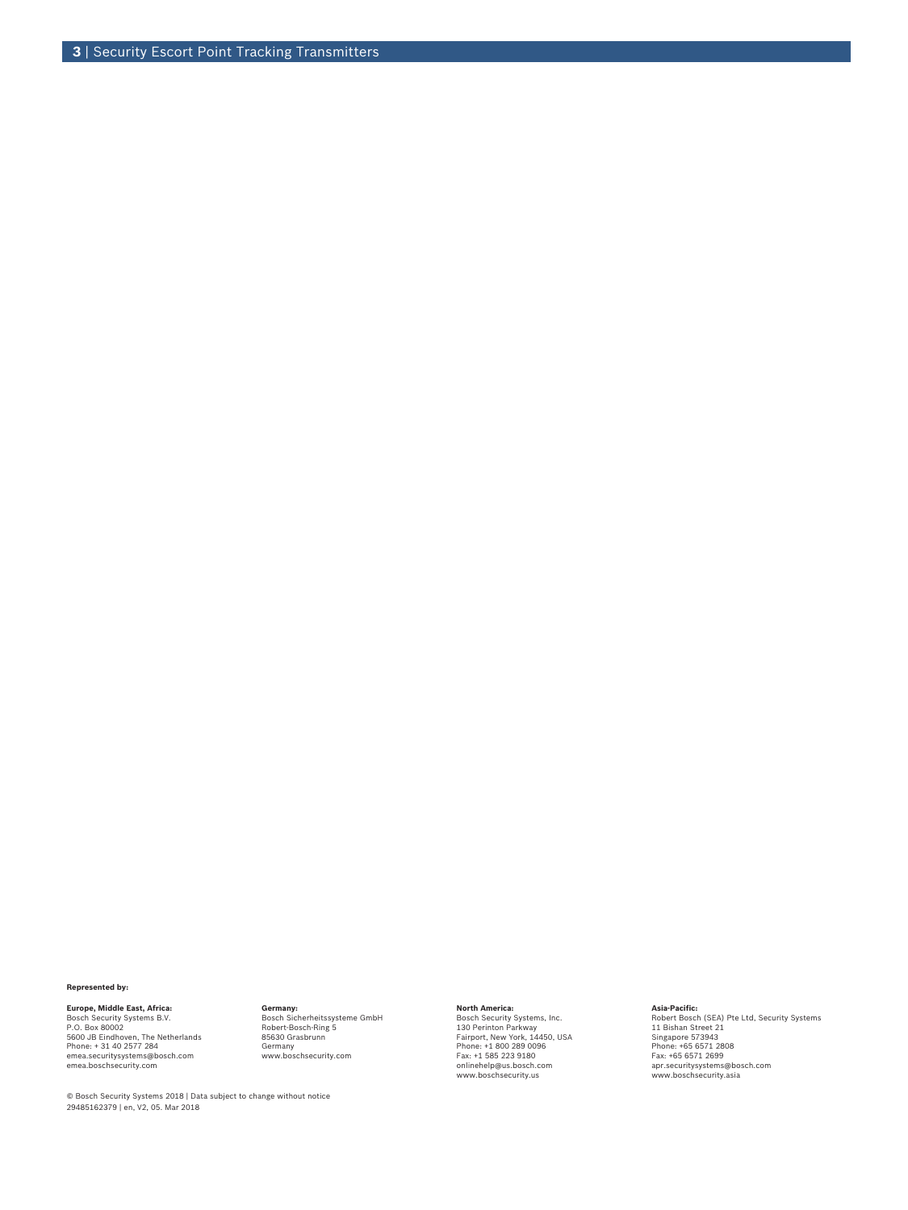**Represented by:**

**Europe, Middle East, Africa:**
Bosch Security Systems B.V.
P.O. Box 80002
5600 JB Eindhoven, The Netherlands
Phone: + 31 40 2577 284
emea.securitysystems@bosch.com
emea.boschsecurity.com

**Germany:**
Bosch Sicherheitssysteme GmbH
Robert-Bosch-Ring 5
85630 Grasbrunn
Germany
www.boschsecurity.com

**North America:**
Bosch Security Systems, Inc.
130 Perinton Parkway
Fairport, New York, 14450, USA
Phone: +1 800 289 0096
Fax: +1 585 223 9180
onlinehelp@us.bosch.com
www.boschsecurity.us

**Asia-Pacific:**
Robert Bosch (SEA) Pte Ltd, Security Systems
11 Bishan Street 21
Singapore 573943
Phone: +65 6571 2808
Fax: +65 6571 2699
apr.securitysystems@bosch.com
www.boschsecurity.asia

© Bosch Security Systems 2018 | Data subject to change without notice
29485162379 | en, V2, 05. Mar 2018